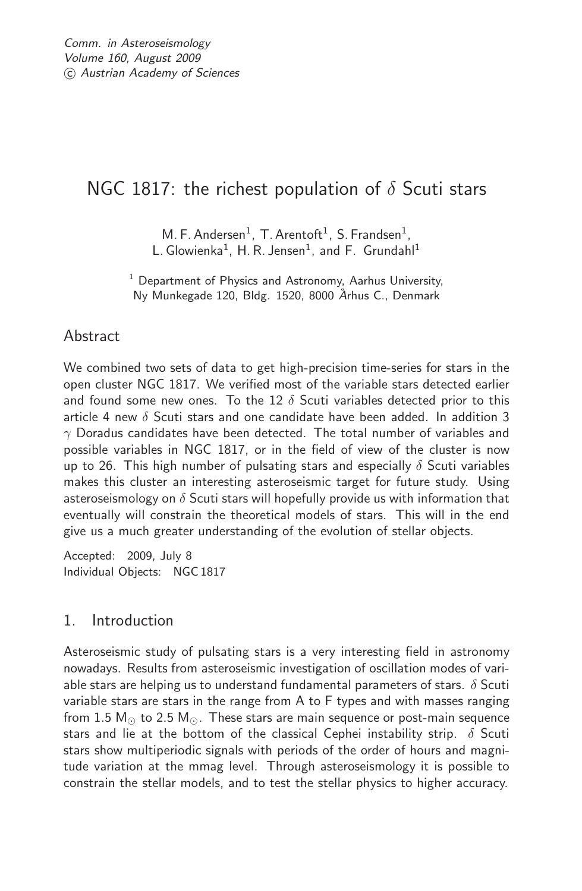*Comm. in Asteroseismology*
*Volume 160, August 2009*
*© Austrian Academy of Sciences*

# NGC 1817: the richest population of $\delta$ Scuti stars

M. F. Andersen[1], T. Arentoft[1], S. Frandsen[1],
L. Glowienka[1], H. R. Jensen[1], and F. Grundahl[1]

[1] Department of Physics and Astronomy, Aarhus University,
Ny Munkegade 120, Bldg. 1520, 8000 Århus C., Denmark

## Abstract

We combined two sets of data to get high-precision time-series for stars in the open cluster NGC 1817. We verified most of the variable stars detected earlier and found some new ones. To the 12 $\delta$ Scuti variables detected prior to this article 4 new $\delta$ Scuti stars and one candidate have been added. In addition 3 $\gamma$ Doradus candidates have been detected. The total number of variables and possible variables in NGC 1817, or in the field of view of the cluster is now up to 26. This high number of pulsating stars and especially $\delta$ Scuti variables makes this cluster an interesting asteroseismic target for future study. Using asteroseismology on $\delta$ Scuti stars will hopefully provide us with information that eventually will constrain the theoretical models of stars. This will in the end give us a much greater understanding of the evolution of stellar objects.

Accepted: 2009, July 8
Individual Objects: NGC 1817

## 1. Introduction

Asteroseismic study of pulsating stars is a very interesting field in astronomy nowadays. Results from asteroseismic investigation of oscillation modes of variable stars are helping us to understand fundamental parameters of stars. $\delta$ Scuti variable stars are stars in the range from A to F types and with masses ranging from 1.5 $M_\odot$ to 2.5 $M_\odot$. These stars are main sequence or post-main sequence stars and lie at the bottom of the classical Cephei instability strip. $\delta$ Scuti stars show multiperiodic signals with periods of the order of hours and magnitude variation at the mmag level. Through asteroseismology it is possible to constrain the stellar models, and to test the stellar physics to higher accuracy.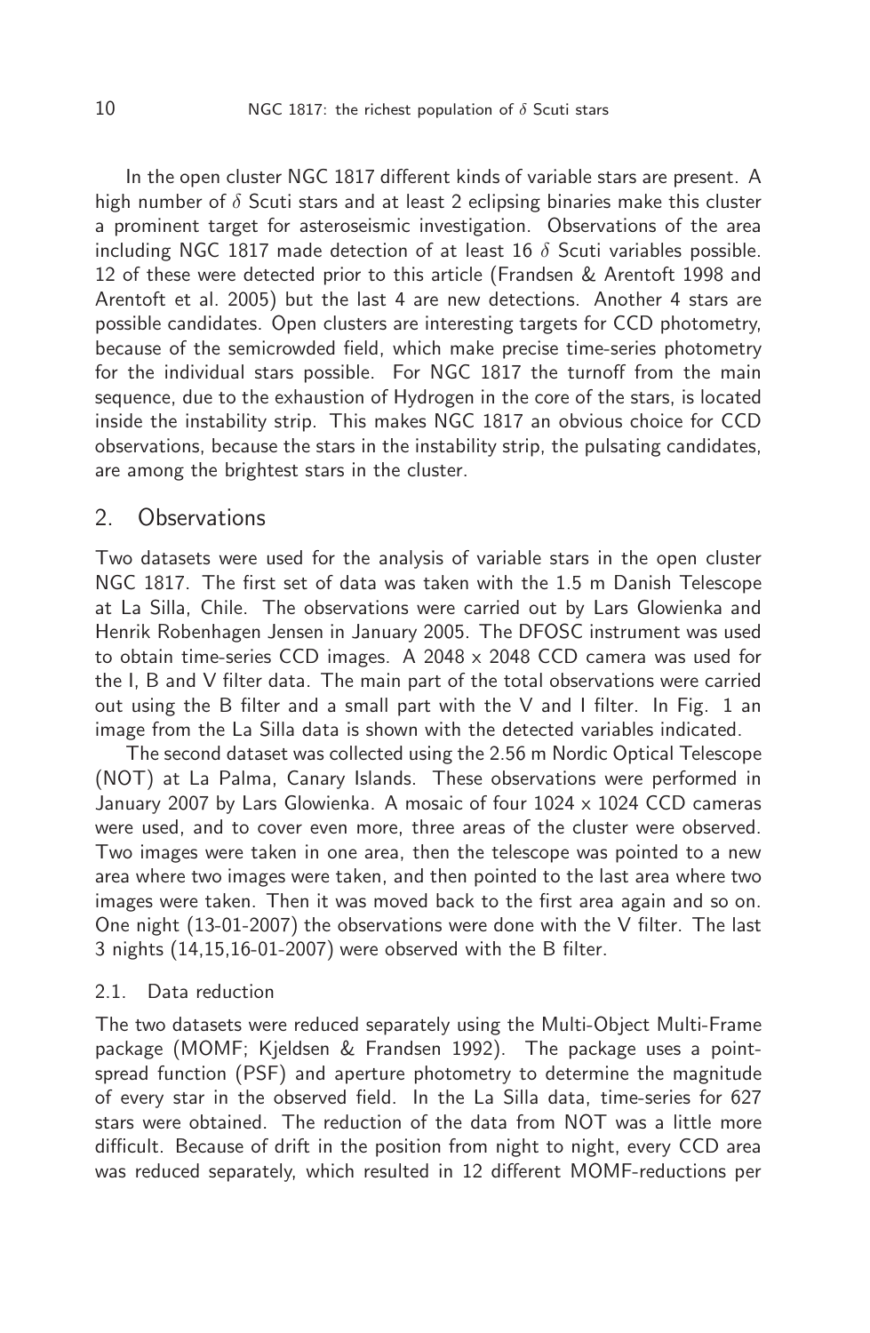In the open cluster NGC 1817 different kinds of variable stars are present. A high number of $\delta$ Scuti stars and at least 2 eclipsing binaries make this cluster a prominent target for asteroseismic investigation. Observations of the area including NGC 1817 made detection of at least 16 $\delta$ Scuti variables possible. 12 of these were detected prior to this article (Frandsen & Arentoft 1998 and Arentoft et al. 2005) but the last 4 are new detections. Another 4 stars are possible candidates. Open clusters are interesting targets for CCD photometry, because of the semicrowded field, which make precise time-series photometry for the individual stars possible. For NGC 1817 the turnoff from the main sequence, due to the exhaustion of Hydrogen in the core of the stars, is located inside the instability strip. This makes NGC 1817 an obvious choice for CCD observations, because the stars in the instability strip, the pulsating candidates, are among the brightest stars in the cluster.

## 2. Observations

Two datasets were used for the analysis of variable stars in the open cluster NGC 1817. The first set of data was taken with the 1.5 m Danish Telescope at La Silla, Chile. The observations were carried out by Lars Glowienka and Henrik Robenhagen Jensen in January 2005. The DFOSC instrument was used to obtain time-series CCD images. A 2048 x 2048 CCD camera was used for the I, B and V filter data. The main part of the total observations were carried out using the B filter and a small part with the V and I filter. In Fig. 1 an image from the La Silla data is shown with the detected variables indicated.

The second dataset was collected using the 2.56 m Nordic Optical Telescope (NOT) at La Palma, Canary Islands. These observations were performed in January 2007 by Lars Glowienka. A mosaic of four 1024 x 1024 CCD cameras were used, and to cover even more, three areas of the cluster were observed. Two images were taken in one area, then the telescope was pointed to a new area where two images were taken, and then pointed to the last area where two images were taken. Then it was moved back to the first area again and so on. One night (13-01-2007) the observations were done with the V filter. The last 3 nights (14,15,16-01-2007) were observed with the B filter.

### 2.1. Data reduction

The two datasets were reduced separately using the Multi-Object Multi-Frame package (MOMF; Kjeldsen & Frandsen 1992). The package uses a point-spread function (PSF) and aperture photometry to determine the magnitude of every star in the observed field. In the La Silla data, time-series for 627 stars were obtained. The reduction of the data from NOT was a little more difficult. Because of drift in the position from night to night, every CCD area was reduced separately, which resulted in 12 different MOMF-reductions per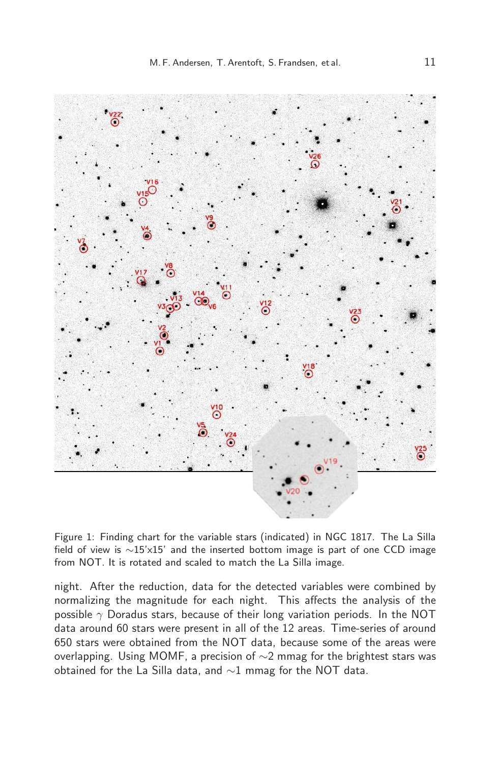Figure 1: Finding chart for the variable stars (indicated) in NGC 1817. The La Silla field of view is ∼15'x15' and the inserted bottom image is part of one CCD image from NOT. It is rotated and scaled to match the La Silla image.

night. After the reduction, data for the detected variables were combined by normalizing the magnitude for each night. This affects the analysis of the possible $\gamma$ Doradus stars, because of their long variation periods. In the NOT data around 60 stars were present in all of the 12 areas. Time-series of around 650 stars were obtained from the NOT data, because some of the areas were overlapping. Using MOMF, a precision of ∼2 mmag for the brightest stars was obtained for the La Silla data, and ∼1 mmag for the NOT data.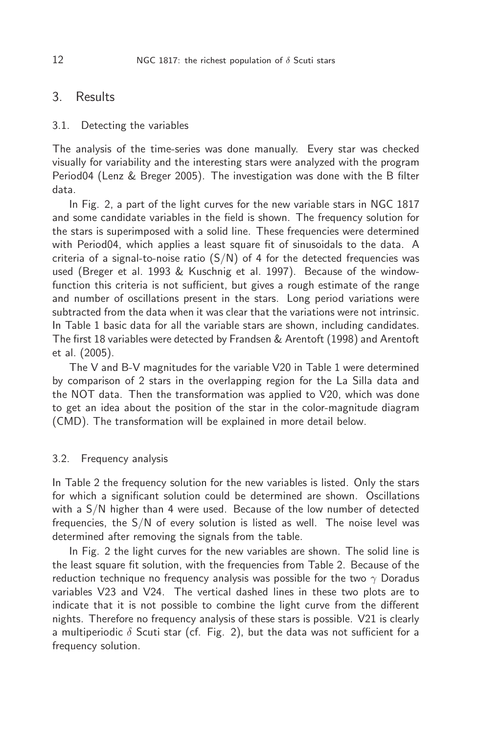## 3. Results

### 3.1. Detecting the variables

The analysis of the time-series was done manually. Every star was checked visually for variability and the interesting stars were analyzed with the program Period04 (Lenz & Breger 2005). The investigation was done with the B filter data.

In Fig. 2, a part of the light curves for the new variable stars in NGC 1817 and some candidate variables in the field is shown. The frequency solution for the stars is superimposed with a solid line. These frequencies were determined with Period04, which applies a least square fit of sinusoidals to the data. A criteria of a signal-to-noise ratio (S/N) of 4 for the detected frequencies was used (Breger et al. 1993 & Kuschnig et al. 1997). Because of the window-function this criteria is not sufficient, but gives a rough estimate of the range and number of oscillations present in the stars. Long period variations were subtracted from the data when it was clear that the variations were not intrinsic. In Table 1 basic data for all the variable stars are shown, including candidates. The first 18 variables were detected by Frandsen & Arentoft (1998) and Arentoft et al. (2005).

The V and B-V magnitudes for the variable V20 in Table 1 were determined by comparison of 2 stars in the overlapping region for the La Silla data and the NOT data. Then the transformation was applied to V20, which was done to get an idea about the position of the star in the color-magnitude diagram (CMD). The transformation will be explained in more detail below.

### 3.2. Frequency analysis

In Table 2 the frequency solution for the new variables is listed. Only the stars for which a significant solution could be determined are shown. Oscillations with a S/N higher than 4 were used. Because of the low number of detected frequencies, the S/N of every solution is listed as well. The noise level was determined after removing the signals from the table.

In Fig. 2 the light curves for the new variables are shown. The solid line is the least square fit solution, with the frequencies from Table 2. Because of the reduction technique no frequency analysis was possible for the two $\gamma$ Doradus variables V23 and V24. The vertical dashed lines in these two plots are to indicate that it is not possible to combine the light curve from the different nights. Therefore no frequency analysis of these stars is possible. V21 is clearly a multiperiodic $\delta$ Scuti star (cf. Fig. 2), but the data was not sufficient for a frequency solution.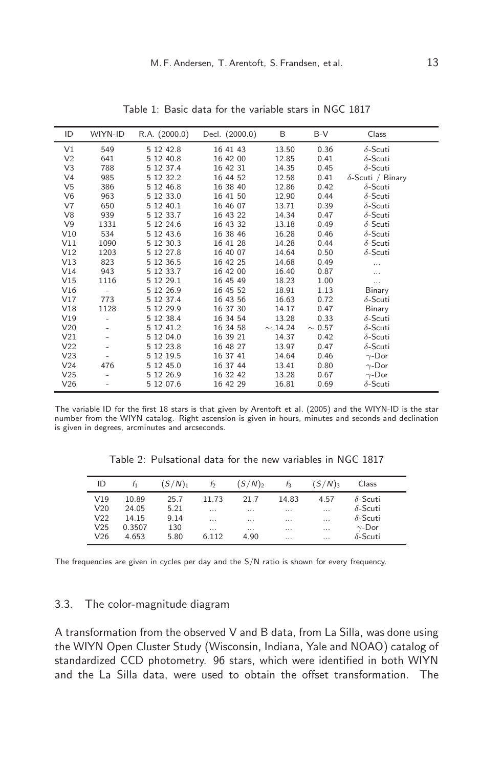Table 1: Basic data for the variable stars in NGC 1817

| ID | WIYN-ID | R.A. (2000.0) | Decl. (2000.0) | B | B-V | Class |
|---|---|---|---|---|---|---|
| V1 | 549 | 5 12 42.8 | 16 41 43 | 13.50 | 0.36 | $\delta$-Scuti |
| V2 | 641 | 5 12 40.8 | 16 42 00 | 12.85 | 0.41 | $\delta$-Scuti |
| V3 | 788 | 5 12 37.4 | 16 42 31 | 14.35 | 0.45 | $\delta$-Scuti |
| V4 | 985 | 5 12 32.2 | 16 44 52 | 12.58 | 0.41 | $\delta$-Scuti / Binary |
| V5 | 386 | 5 12 46.8 | 16 38 40 | 12.86 | 0.42 | $\delta$-Scuti |
| V6 | 963 | 5 12 33.0 | 16 41 50 | 12.90 | 0.44 | $\delta$-Scuti |
| V7 | 650 | 5 12 40.1 | 16 46 07 | 13.71 | 0.39 | $\delta$-Scuti |
| V8 | 939 | 5 12 33.7 | 16 43 22 | 14.34 | 0.47 | $\delta$-Scuti |
| V9 | 1331 | 5 12 24.6 | 16 43 32 | 13.18 | 0.49 | $\delta$-Scuti |
| V10 | 534 | 5 12 43.6 | 16 38 46 | 16.28 | 0.46 | $\delta$-Scuti |
| V11 | 1090 | 5 12 30.3 | 16 41 28 | 14.28 | 0.44 | $\delta$-Scuti |
| V12 | 1203 | 5 12 27.8 | 16 40 07 | 14.64 | 0.50 | $\delta$-Scuti |
| V13 | 823 | 5 12 36.5 | 16 42 25 | 14.68 | 0.49 | ... |
| V14 | 943 | 5 12 33.7 | 16 42 00 | 16.40 | 0.87 | ... |
| V15 | 1116 | 5 12 29.1 | 16 45 49 | 18.23 | 1.00 | ... |
| V16 | - | 5 12 26.9 | 16 45 52 | 18.91 | 1.13 | Binary |
| V17 | 773 | 5 12 37.4 | 16 43 56 | 16.63 | 0.72 | $\delta$-Scuti |
| V18 | 1128 | 5 12 29.9 | 16 37 30 | 14.17 | 0.47 | Binary |
| V19 | - | 5 12 38.4 | 16 34 54 | 13.28 | 0.33 | $\delta$-Scuti |
| V20 | - | 5 12 41.2 | 16 34 58 | $\sim$ 14.24 | $\sim$ 0.57 | $\delta$-Scuti |
| V21 | - | 5 12 04.0 | 16 39 21 | 14.37 | 0.42 | $\delta$-Scuti |
| V22 | - | 5 12 23.8 | 16 48 27 | 13.97 | 0.47 | $\delta$-Scuti |
| V23 | - | 5 12 19.5 | 16 37 41 | 14.64 | 0.46 | $\gamma$-Dor |
| V24 | 476 | 5 12 45.0 | 16 37 44 | 13.41 | 0.80 | $\gamma$-Dor |
| V25 | - | 5 12 26.9 | 16 32 42 | 13.28 | 0.67 | $\gamma$-Dor |
| V26 | - | 5 12 07.6 | 16 42 29 | 16.81 | 0.69 | $\delta$-Scuti |

The variable ID for the first 18 stars is that given by Arentoft et al. (2005) and the WIYN-ID is the star number from the WIYN catalog. Right ascension is given in hours, minutes and seconds and declination is given in degrees, arcminutes and arcseconds.

Table 2: Pulsational data for the new variables in NGC 1817

| ID | $f_1$ | $(S/N)_1$ | $f_2$ | $(S/N)_2$ | $f_3$ | $(S/N)_3$ | Class |
|---|---|---|---|---|---|---|---|
| V19 | 10.89 | 25.7 | 11.73 | 21.7 | 14.83 | 4.57 | $\delta$-Scuti |
| V20 | 24.05 | 5.21 | ... | ... | ... | ... | $\delta$-Scuti |
| V22 | 14.15 | 9.14 | ... | ... | ... | ... | $\delta$-Scuti |
| V25 | 0.3507 | 130 | ... | ... | ... | ... | $\gamma$-Dor |
| V26 | 4.653 | 5.80 | 6.112 | 4.90 | ... | ... | $\delta$-Scuti |

The frequencies are given in cycles per day and the S/N ratio is shown for every frequency.

### 3.3. The color-magnitude diagram

A transformation from the observed V and B data, from La Silla, was done using the WIYN Open Cluster Study (Wisconsin, Indiana, Yale and NOAO) catalog of standardized CCD photometry. 96 stars, which were identified in both WIYN and the La Silla data, were used to obtain the offset transformation. The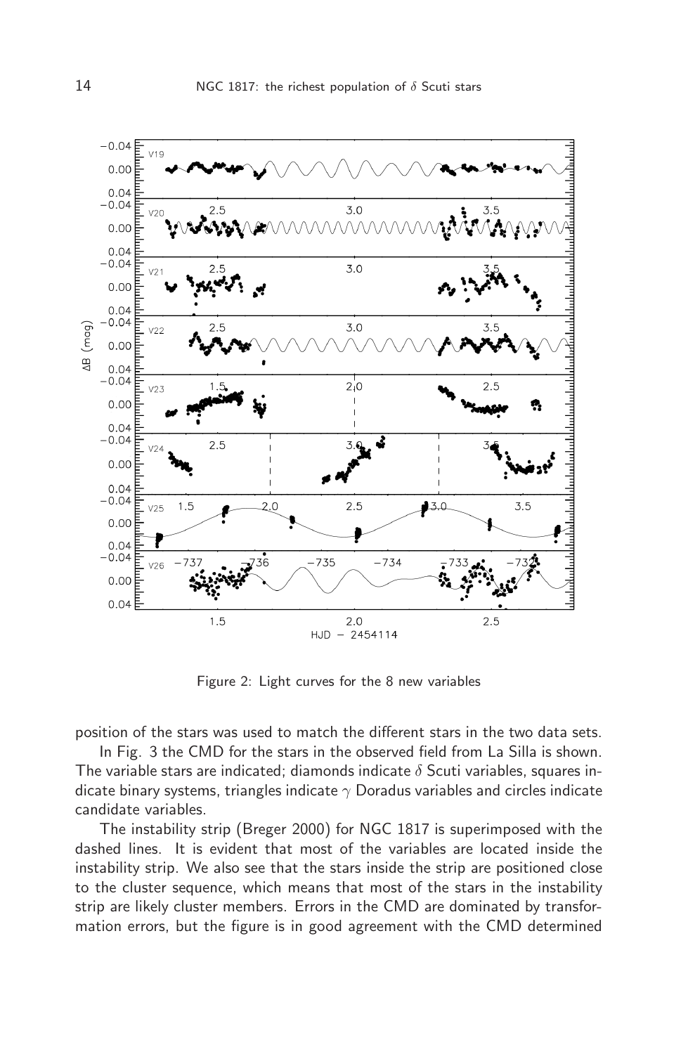Figure 2: Light curves for the 8 new variables

position of the stars was used to match the different stars in the two data sets.

In Fig. 3 the CMD for the stars in the observed field from La Silla is shown. The variable stars are indicated; diamonds indicate $\delta$ Scuti variables, squares indicate binary systems, triangles indicate $\gamma$ Doradus variables and circles indicate candidate variables.

The instability strip (Breger 2000) for NGC 1817 is superimposed with the dashed lines. It is evident that most of the variables are located inside the instability strip. We also see that the stars inside the strip are positioned close to the cluster sequence, which means that most of the stars in the instability strip are likely cluster members. Errors in the CMD are dominated by transformation errors, but the figure is in good agreement with the CMD determined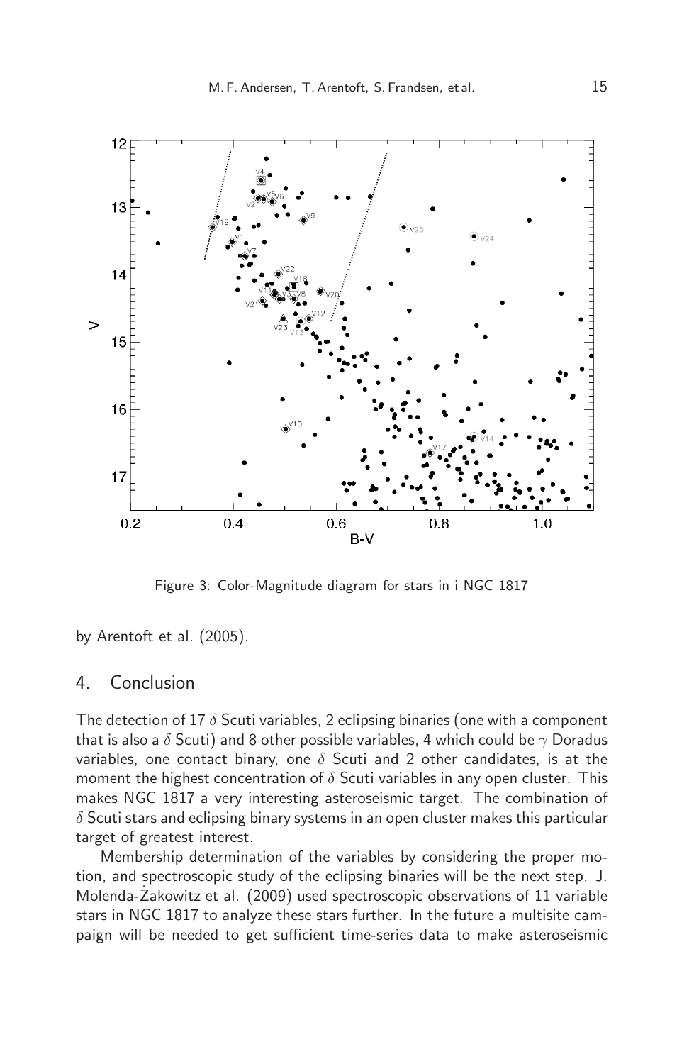Figure 3: Color-Magnitude diagram for stars in i NGC 1817

by Arentoft et al. (2005).

## 4. Conclusion

The detection of 17 $\delta$ Scuti variables, 2 eclipsing binaries (one with a component that is also a $\delta$ Scuti) and 8 other possible variables, 4 which could be $\gamma$ Doradus variables, one contact binary, one $\delta$ Scuti and 2 other candidates, is at the moment the highest concentration of $\delta$ Scuti variables in any open cluster. This makes NGC 1817 a very interesting asteroseismic target. The combination of $\delta$ Scuti stars and eclipsing binary systems in an open cluster makes this particular target of greatest interest.

Membership determination of the variables by considering the proper motion, and spectroscopic study of the eclipsing binaries will be the next step. J. Molenda-Żakowitz et al. (2009) used spectroscopic observations of 11 variable stars in NGC 1817 to analyze these stars further. In the future a multisite campaign will be needed to get sufficient time-series data to make asteroseismic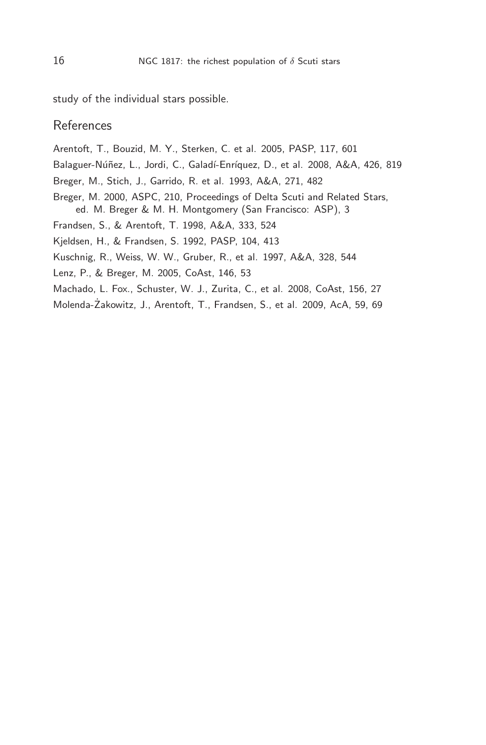study of the individual stars possible.

## References

Arentoft, T., Bouzid, M. Y., Sterken, C. et al. 2005, PASP, 117, 601

Balaguer-Núñez, L., Jordi, C., Galadí-Enríquez, D., et al. 2008, A&A, 426, 819

Breger, M., Stich, J., Garrido, R. et al. 1993, A&A, 271, 482

Breger, M. 2000, ASPC, 210, Proceedings of Delta Scuti and Related Stars, ed. M. Breger & M. H. Montgomery (San Francisco: ASP), 3

Frandsen, S., & Arentoft, T. 1998, A&A, 333, 524

Kjeldsen, H., & Frandsen, S. 1992, PASP, 104, 413

Kuschnig, R., Weiss, W. W., Gruber, R., et al. 1997, A&A, 328, 544

Lenz, P., & Breger, M. 2005, CoAst, 146, 53

Machado, L. Fox., Schuster, W. J., Zurita, C., et al. 2008, CoAst, 156, 27

Molenda-Żakowitz, J., Arentoft, T., Frandsen, S., et al. 2009, AcA, 59, 69